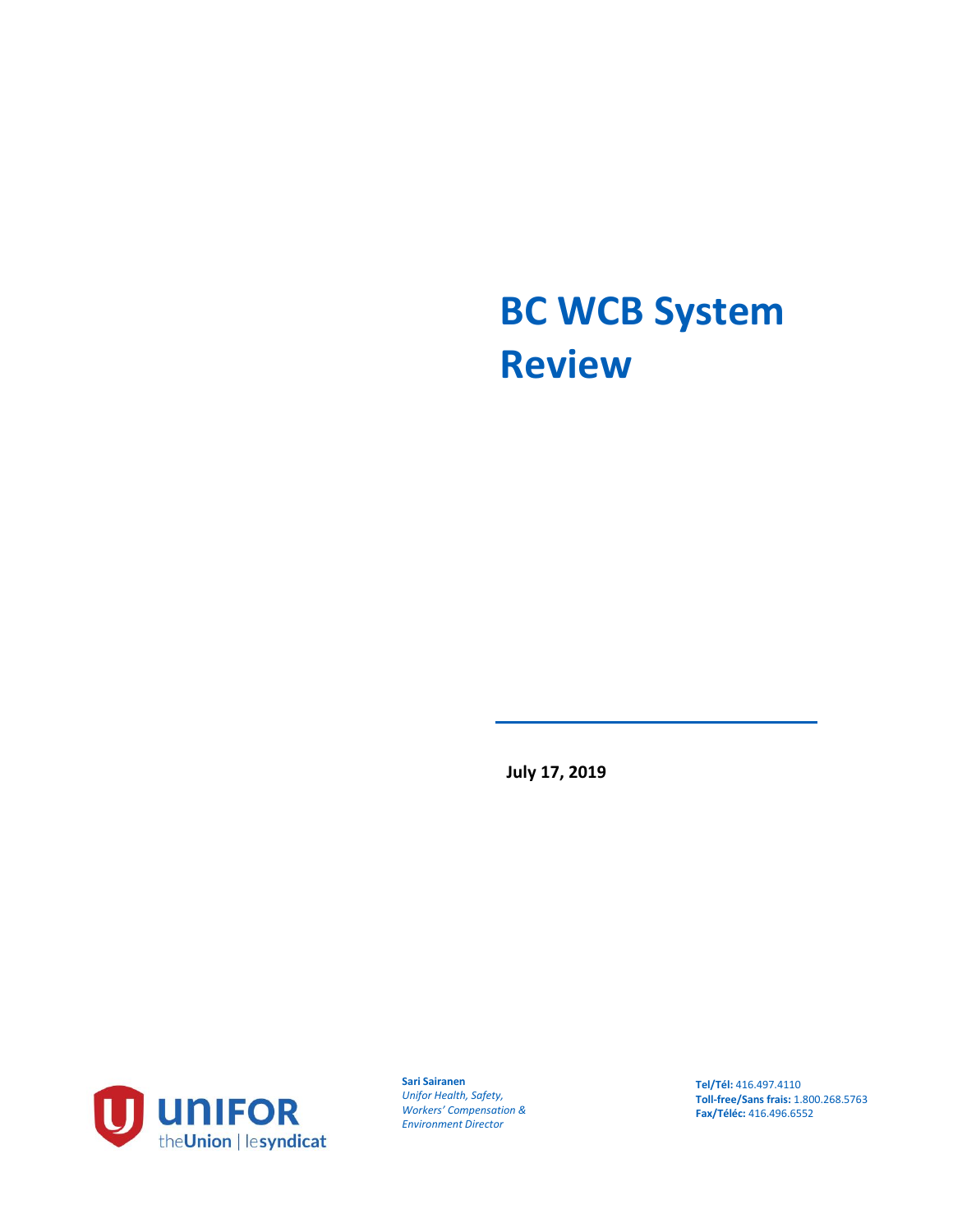# BC WCB System Review

**July 17, 2019**

UNIFOR theUnion | lesyndicat

**Sari Sairanen**
*Unifor Health, Safety, Workers' Compensation & Environment Director*

**Tel/Tél:** 416.497.4110
**Toll-free/Sans frais:** 1.800.268.5763
**Fax/Téléc:** 416.496.6552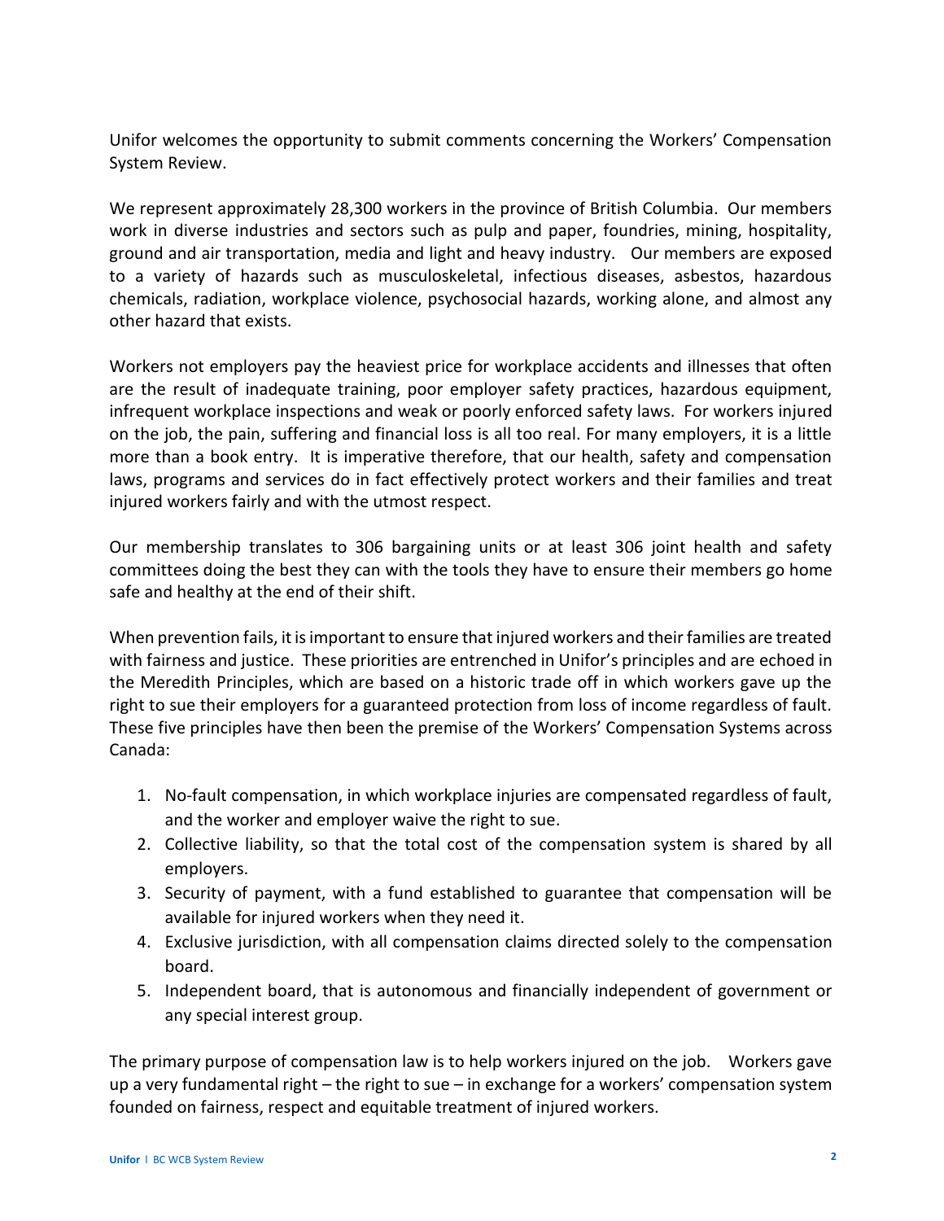Unifor welcomes the opportunity to submit comments concerning the Workers' Compensation System Review.

We represent approximately 28,300 workers in the province of British Columbia. Our members work in diverse industries and sectors such as pulp and paper, foundries, mining, hospitality, ground and air transportation, media and light and heavy industry. Our members are exposed to a variety of hazards such as musculoskeletal, infectious diseases, asbestos, hazardous chemicals, radiation, workplace violence, psychosocial hazards, working alone, and almost any other hazard that exists.

Workers not employers pay the heaviest price for workplace accidents and illnesses that often are the result of inadequate training, poor employer safety practices, hazardous equipment, infrequent workplace inspections and weak or poorly enforced safety laws. For workers injured on the job, the pain, suffering and financial loss is all too real. For many employers, it is a little more than a book entry. It is imperative therefore, that our health, safety and compensation laws, programs and services do in fact effectively protect workers and their families and treat injured workers fairly and with the utmost respect.

Our membership translates to 306 bargaining units or at least 306 joint health and safety committees doing the best they can with the tools they have to ensure their members go home safe and healthy at the end of their shift.

When prevention fails, it is important to ensure that injured workers and their families are treated with fairness and justice. These priorities are entrenched in Unifor's principles and are echoed in the Meredith Principles, which are based on a historic trade off in which workers gave up the right to sue their employers for a guaranteed protection from loss of income regardless of fault. These five principles have then been the premise of the Workers' Compensation Systems across Canada:

1. No-fault compensation, in which workplace injuries are compensated regardless of fault, and the worker and employer waive the right to sue.
2. Collective liability, so that the total cost of the compensation system is shared by all employers.
3. Security of payment, with a fund established to guarantee that compensation will be available for injured workers when they need it.
4. Exclusive jurisdiction, with all compensation claims directed solely to the compensation board.
5. Independent board, that is autonomous and financially independent of government or any special interest group.

The primary purpose of compensation law is to help workers injured on the job. Workers gave up a very fundamental right – the right to sue – in exchange for a workers' compensation system founded on fairness, respect and equitable treatment of injured workers.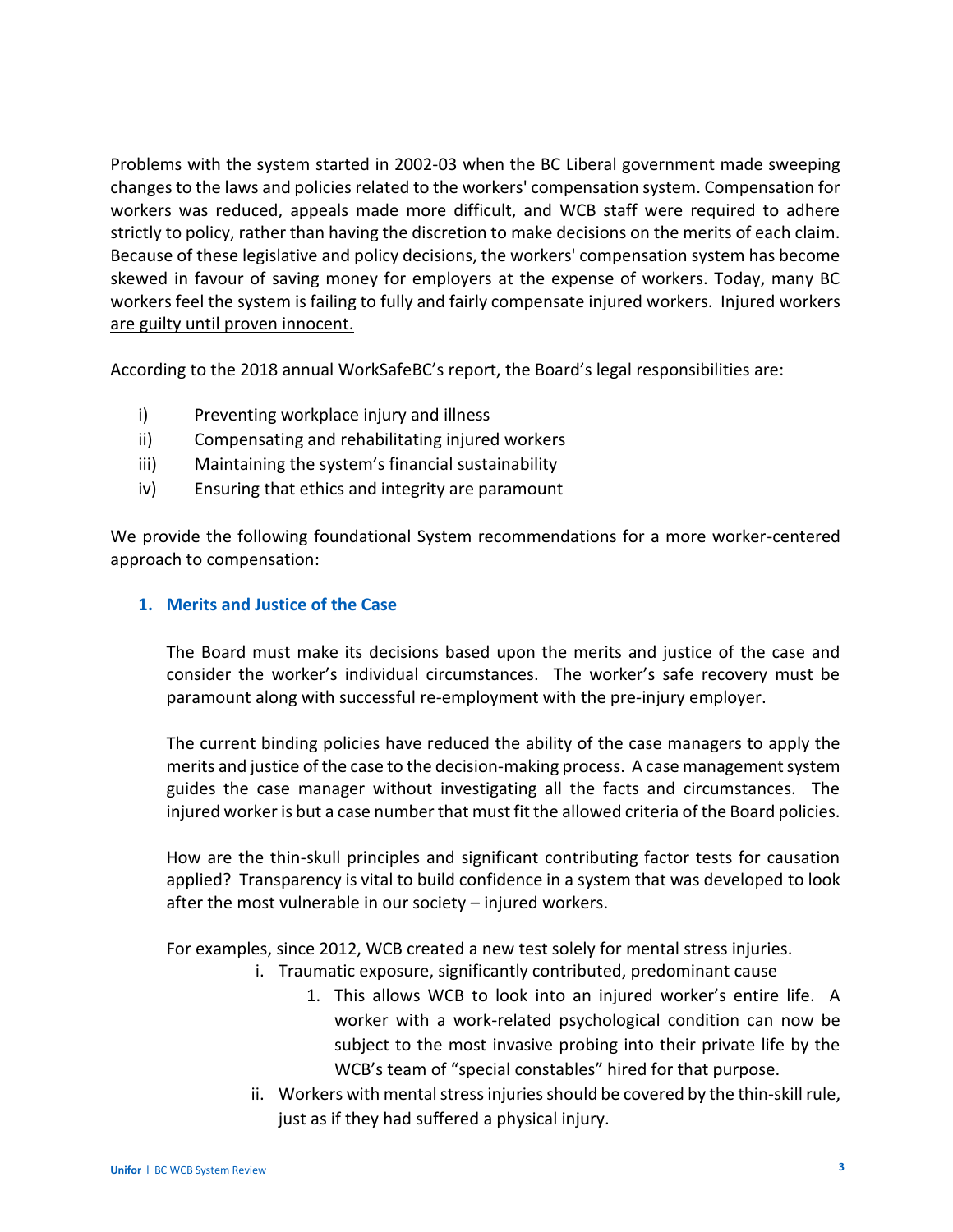Problems with the system started in 2002-03 when the BC Liberal government made sweeping changes to the laws and policies related to the workers' compensation system. Compensation for workers was reduced, appeals made more difficult, and WCB staff were required to adhere strictly to policy, rather than having the discretion to make decisions on the merits of each claim. Because of these legislative and policy decisions, the workers' compensation system has become skewed in favour of saving money for employers at the expense of workers. Today, many BC workers feel the system is failing to fully and fairly compensate injured workers. <u>Injured workers are guilty until proven innocent.</u>

According to the 2018 annual WorkSafeBC's report, the Board's legal responsibilities are:

i) Preventing workplace injury and illness
ii) Compensating and rehabilitating injured workers
iii) Maintaining the system's financial sustainability
iv) Ensuring that ethics and integrity are paramount

We provide the following foundational System recommendations for a more worker-centered approach to compensation:

### 1. Merits and Justice of the Case

The Board must make its decisions based upon the merits and justice of the case and consider the worker's individual circumstances. The worker's safe recovery must be paramount along with successful re-employment with the pre-injury employer.

The current binding policies have reduced the ability of the case managers to apply the merits and justice of the case to the decision-making process. A case management system guides the case manager without investigating all the facts and circumstances. The injured worker is but a case number that must fit the allowed criteria of the Board policies.

How are the thin-skull principles and significant contributing factor tests for causation applied? Transparency is vital to build confidence in a system that was developed to look after the most vulnerable in our society – injured workers.

For examples, since 2012, WCB created a new test solely for mental stress injuries.

i. Traumatic exposure, significantly contributed, predominant cause
    1. This allows WCB to look into an injured worker's entire life. A worker with a work-related psychological condition can now be subject to the most invasive probing into their private life by the WCB's team of "special constables" hired for that purpose.
ii. Workers with mental stress injuries should be covered by the thin-skill rule, just as if they had suffered a physical injury.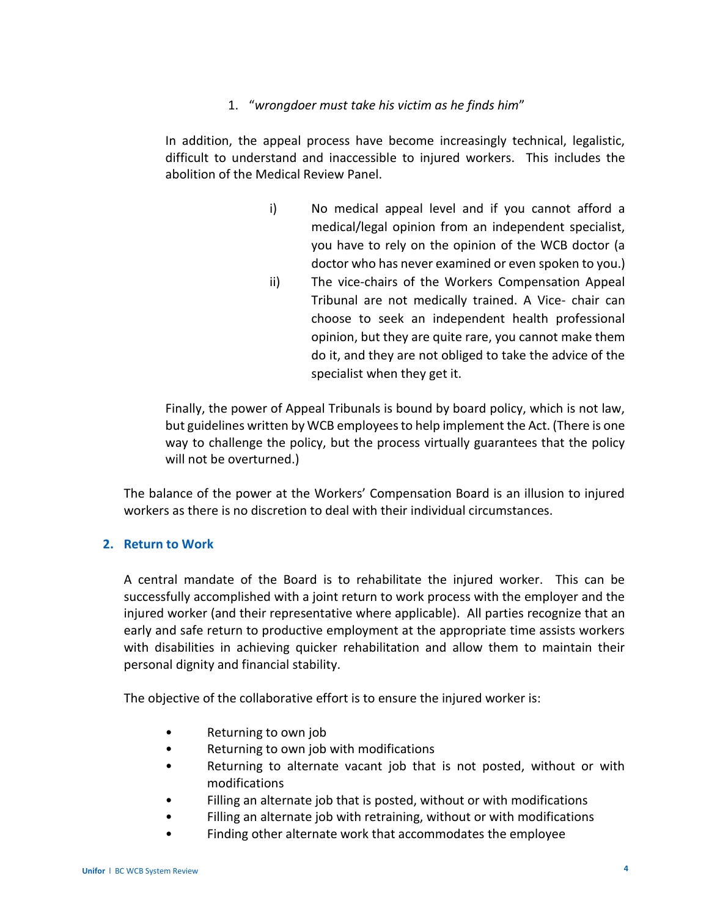1. "*wrongdoer must take his victim as he finds him*"

In addition, the appeal process have become increasingly technical, legalistic, difficult to understand and inaccessible to injured workers. This includes the abolition of the Medical Review Panel.

i) No medical appeal level and if you cannot afford a medical/legal opinion from an independent specialist, you have to rely on the opinion of the WCB doctor (a doctor who has never examined or even spoken to you.)

ii) The vice-chairs of the Workers Compensation Appeal Tribunal are not medically trained. A Vice- chair can choose to seek an independent health professional opinion, but they are quite rare, you cannot make them do it, and they are not obliged to take the advice of the specialist when they get it.

Finally, the power of Appeal Tribunals is bound by board policy, which is not law, but guidelines written by WCB employees to help implement the Act. (There is one way to challenge the policy, but the process virtually guarantees that the policy will not be overturned.)

The balance of the power at the Workers' Compensation Board is an illusion to injured workers as there is no discretion to deal with their individual circumstances.

## 2. Return to Work

A central mandate of the Board is to rehabilitate the injured worker. This can be successfully accomplished with a joint return to work process with the employer and the injured worker (and their representative where applicable). All parties recognize that an early and safe return to productive employment at the appropriate time assists workers with disabilities in achieving quicker rehabilitation and allow them to maintain their personal dignity and financial stability.

The objective of the collaborative effort is to ensure the injured worker is:

- Returning to own job
- Returning to own job with modifications
- Returning to alternate vacant job that is not posted, without or with modifications
- Filling an alternate job that is posted, without or with modifications
- Filling an alternate job with retraining, without or with modifications
- Finding other alternate work that accommodates the employee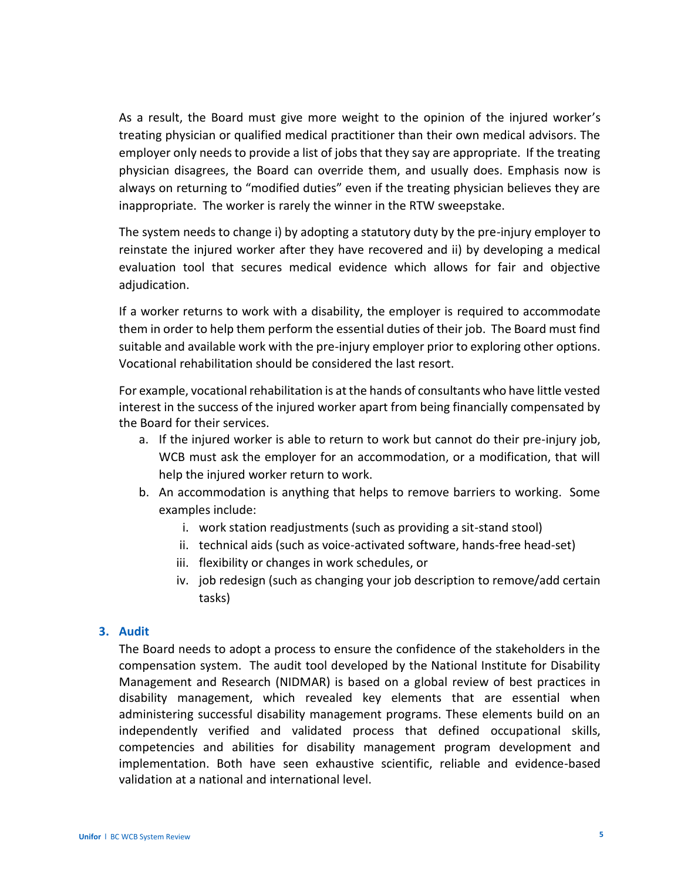As a result, the Board must give more weight to the opinion of the injured worker's treating physician or qualified medical practitioner than their own medical advisors. The employer only needs to provide a list of jobs that they say are appropriate. If the treating physician disagrees, the Board can override them, and usually does. Emphasis now is always on returning to "modified duties" even if the treating physician believes they are inappropriate. The worker is rarely the winner in the RTW sweepstake.

The system needs to change i) by adopting a statutory duty by the pre-injury employer to reinstate the injured worker after they have recovered and ii) by developing a medical evaluation tool that secures medical evidence which allows for fair and objective adjudication.

If a worker returns to work with a disability, the employer is required to accommodate them in order to help them perform the essential duties of their job. The Board must find suitable and available work with the pre-injury employer prior to exploring other options. Vocational rehabilitation should be considered the last resort.

For example, vocational rehabilitation is at the hands of consultants who have little vested interest in the success of the injured worker apart from being financially compensated by the Board for their services.

a. If the injured worker is able to return to work but cannot do their pre-injury job, WCB must ask the employer for an accommodation, or a modification, that will help the injured worker return to work.
b. An accommodation is anything that helps to remove barriers to working. Some examples include:
    i. work station readjustments (such as providing a sit-stand stool)
    ii. technical aids (such as voice-activated software, hands-free head-set)
    iii. flexibility or changes in work schedules, or
    iv. job redesign (such as changing your job description to remove/add certain tasks)

## 3. Audit

The Board needs to adopt a process to ensure the confidence of the stakeholders in the compensation system. The audit tool developed by the National Institute for Disability Management and Research (NIDMAR) is based on a global review of best practices in disability management, which revealed key elements that are essential when administering successful disability management programs. These elements build on an independently verified and validated process that defined occupational skills, competencies and abilities for disability management program development and implementation. Both have seen exhaustive scientific, reliable and evidence-based validation at a national and international level.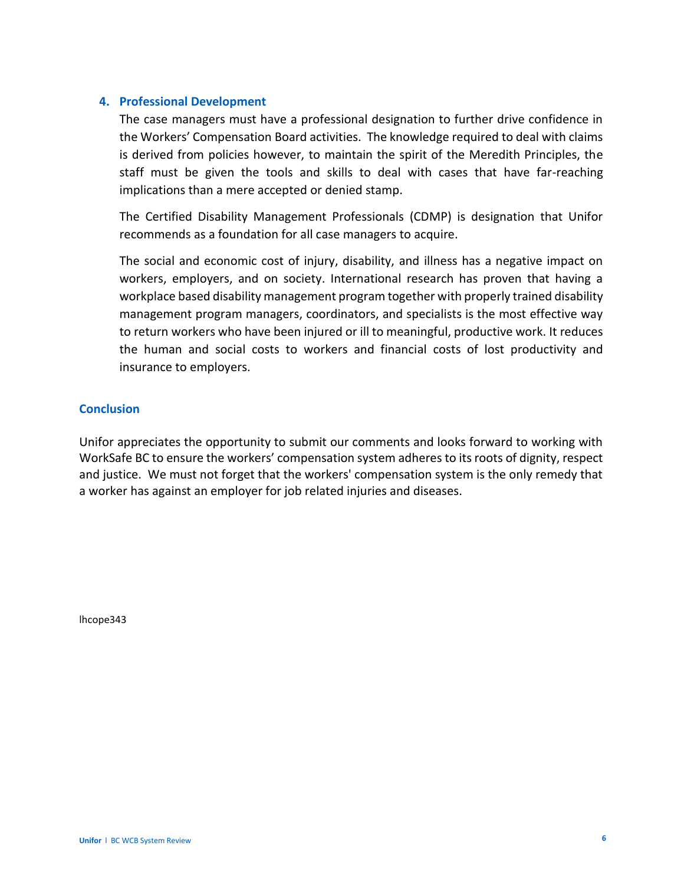4. **Professional Development**

   The case managers must have a professional designation to further drive confidence in the Workers' Compensation Board activities. The knowledge required to deal with claims is derived from policies however, to maintain the spirit of the Meredith Principles, the staff must be given the tools and skills to deal with cases that have far-reaching implications than a mere accepted or denied stamp.

   The Certified Disability Management Professionals (CDMP) is designation that Unifor recommends as a foundation for all case managers to acquire.

   The social and economic cost of injury, disability, and illness has a negative impact on workers, employers, and on society. International research has proven that having a workplace based disability management program together with properly trained disability management program managers, coordinators, and specialists is the most effective way to return workers who have been injured or ill to meaningful, productive work. It reduces the human and social costs to workers and financial costs of lost productivity and insurance to employers.

## Conclusion

Unifor appreciates the opportunity to submit our comments and looks forward to working with WorkSafe BC to ensure the workers' compensation system adheres to its roots of dignity, respect and justice. We must not forget that the workers' compensation system is the only remedy that a worker has against an employer for job related injuries and diseases.

lhcope343